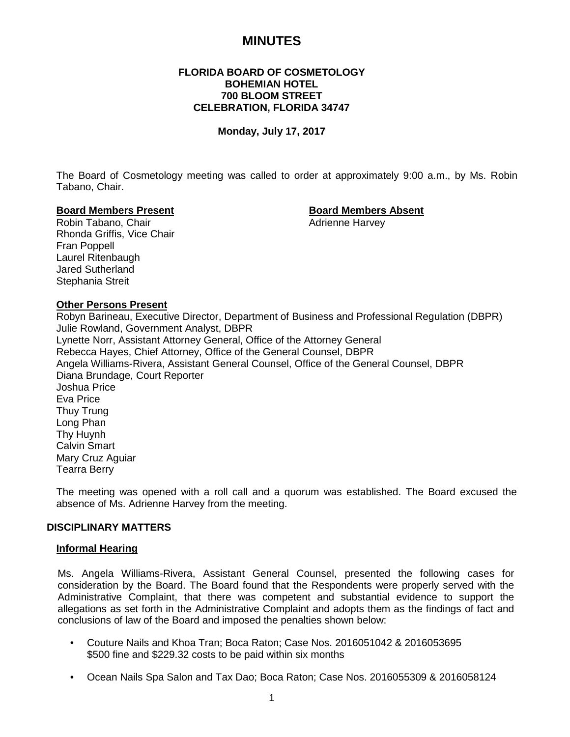# MINUTES

**FLORIDA BOARD OF COSMETOLOGY**
**BOHEMIAN HOTEL**
**700 BLOOM STREET**
**CELEBRATION, FLORIDA 34747**

**Monday, July 17, 2017**

The Board of Cosmetology meeting was called to order at approximately 9:00 a.m., by Ms. Robin Tabano, Chair.

**Board Members Present**

Robin Tabano, Chair
Rhonda Griffis, Vice Chair
Fran Poppell
Laurel Ritenbaugh
Jared Sutherland
Stephania Streit

**Board Members Absent**

Adrienne Harvey

**Other Persons Present**

Robyn Barineau, Executive Director, Department of Business and Professional Regulation (DBPR)
Julie Rowland, Government Analyst, DBPR
Lynette Norr, Assistant Attorney General, Office of the Attorney General
Rebecca Hayes, Chief Attorney, Office of the General Counsel, DBPR
Angela Williams-Rivera, Assistant General Counsel, Office of the General Counsel, DBPR
Diana Brundage, Court Reporter
Joshua Price
Eva Price
Thuy Trung
Long Phan
Thy Huynh
Calvin Smart
Mary Cruz Aguiar
Tearra Berry

The meeting was opened with a roll call and a quorum was established. The Board excused the absence of Ms. Adrienne Harvey from the meeting.

## DISCIPLINARY MATTERS

### Informal Hearing

Ms. Angela Williams-Rivera, Assistant General Counsel, presented the following cases for consideration by the Board. The Board found that the Respondents were properly served with the Administrative Complaint, that there was competent and substantial evidence to support the allegations as set forth in the Administrative Complaint and adopts them as the findings of fact and conclusions of law of the Board and imposed the penalties shown below:

- Couture Nails and Khoa Tran; Boca Raton; Case Nos. 2016051042 & 2016053695
  $500 fine and $229.32 costs to be paid within six months
- Ocean Nails Spa Salon and Tax Dao; Boca Raton; Case Nos. 2016055309 & 2016058124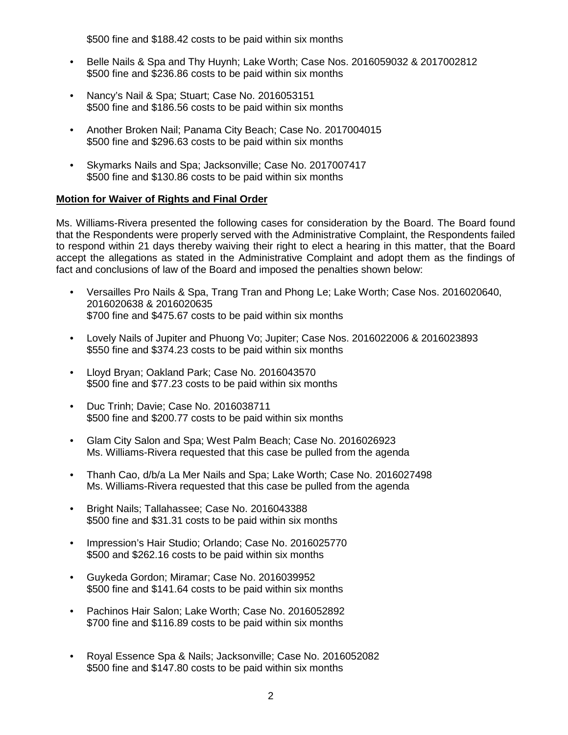$500 fine and $188.42 costs to be paid within six months

- Belle Nails & Spa and Thy Huynh; Lake Worth; Case Nos. 2016059032 & 2017002812
  $500 fine and $236.86 costs to be paid within six months

- Nancy's Nail & Spa; Stuart; Case No. 2016053151
  $500 fine and $186.56 costs to be paid within six months

- Another Broken Nail; Panama City Beach; Case No. 2017004015
  $500 fine and $296.63 costs to be paid within six months

- Skymarks Nails and Spa; Jacksonville; Case No. 2017007417
  $500 fine and $130.86 costs to be paid within six months

**Motion for Waiver of Rights and Final Order**

Ms. Williams-Rivera presented the following cases for consideration by the Board. The Board found that the Respondents were properly served with the Administrative Complaint, the Respondents failed to respond within 21 days thereby waiving their right to elect a hearing in this matter, that the Board accept the allegations as stated in the Administrative Complaint and adopt them as the findings of fact and conclusions of law of the Board and imposed the penalties shown below:

- Versailles Pro Nails & Spa, Trang Tran and Phong Le; Lake Worth; Case Nos. 2016020640, 2016020638 & 2016020635
  $700 fine and $475.67 costs to be paid within six months

- Lovely Nails of Jupiter and Phuong Vo; Jupiter; Case Nos. 2016022006 & 2016023893
  $550 fine and $374.23 costs to be paid within six months

- Lloyd Bryan; Oakland Park; Case No. 2016043570
  $500 fine and $77.23 costs to be paid within six months

- Duc Trinh; Davie; Case No. 2016038711
  $500 fine and $200.77 costs to be paid within six months

- Glam City Salon and Spa; West Palm Beach; Case No. 2016026923
  Ms. Williams-Rivera requested that this case be pulled from the agenda

- Thanh Cao, d/b/a La Mer Nails and Spa; Lake Worth; Case No. 2016027498
  Ms. Williams-Rivera requested that this case be pulled from the agenda

- Bright Nails; Tallahassee; Case No. 2016043388
  $500 fine and $31.31 costs to be paid within six months

- Impression's Hair Studio; Orlando; Case No. 2016025770
  $500 and $262.16 costs to be paid within six months

- Guykeda Gordon; Miramar; Case No. 2016039952
  $500 fine and $141.64 costs to be paid within six months

- Pachinos Hair Salon; Lake Worth; Case No. 2016052892
  $700 fine and $116.89 costs to be paid within six months

- Royal Essence Spa & Nails; Jacksonville; Case No. 2016052082
  $500 fine and $147.80 costs to be paid within six months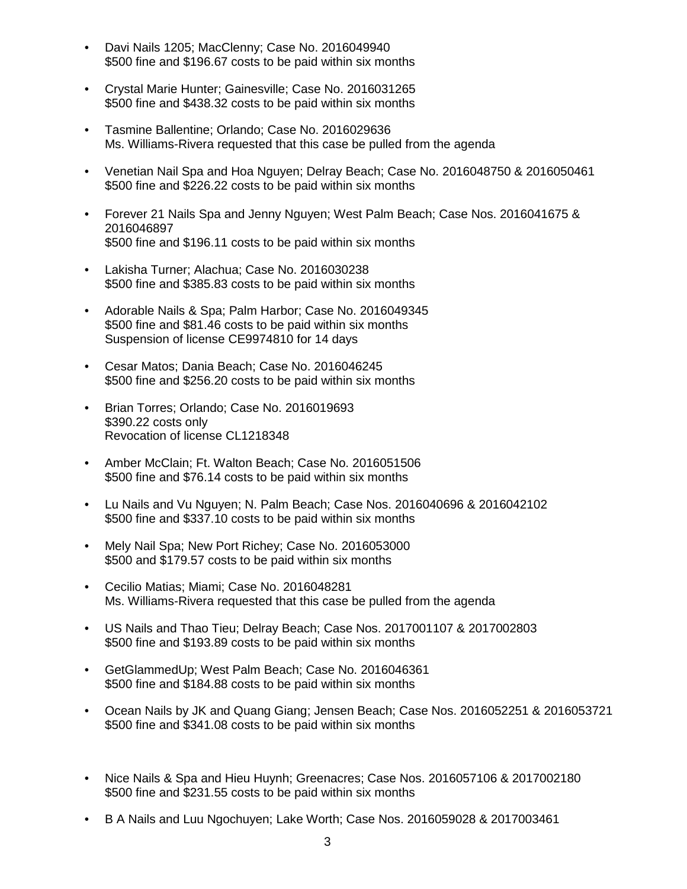- Davi Nails 1205; MacClenny; Case No. 2016049940
  $500 fine and $196.67 costs to be paid within six months

- Crystal Marie Hunter; Gainesville; Case No. 2016031265
  $500 fine and $438.32 costs to be paid within six months

- Tasmine Ballentine; Orlando; Case No. 2016029636
  Ms. Williams-Rivera requested that this case be pulled from the agenda

- Venetian Nail Spa and Hoa Nguyen; Delray Beach; Case No. 2016048750 & 2016050461
  $500 fine and $226.22 costs to be paid within six months

- Forever 21 Nails Spa and Jenny Nguyen; West Palm Beach; Case Nos. 2016041675 & 2016046897
  $500 fine and $196.11 costs to be paid within six months

- Lakisha Turner; Alachua; Case No. 2016030238
  $500 fine and $385.83 costs to be paid within six months

- Adorable Nails & Spa; Palm Harbor; Case No. 2016049345
  $500 fine and $81.46 costs to be paid within six months
  Suspension of license CE9974810 for 14 days

- Cesar Matos; Dania Beach; Case No. 2016046245
  $500 fine and $256.20 costs to be paid within six months

- Brian Torres; Orlando; Case No. 2016019693
  $390.22 costs only
  Revocation of license CL1218348

- Amber McClain; Ft. Walton Beach; Case No. 2016051506
  $500 fine and $76.14 costs to be paid within six months

- Lu Nails and Vu Nguyen; N. Palm Beach; Case Nos. 2016040696 & 2016042102
  $500 fine and $337.10 costs to be paid within six months

- Mely Nail Spa; New Port Richey; Case No. 2016053000
  $500 and $179.57 costs to be paid within six months

- Cecilio Matias; Miami; Case No. 2016048281
  Ms. Williams-Rivera requested that this case be pulled from the agenda

- US Nails and Thao Tieu; Delray Beach; Case Nos. 2017001107 & 2017002803
  $500 fine and $193.89 costs to be paid within six months

- GetGlammedUp; West Palm Beach; Case No. 2016046361
  $500 fine and $184.88 costs to be paid within six months

- Ocean Nails by JK and Quang Giang; Jensen Beach; Case Nos. 2016052251 & 2016053721
  $500 fine and $341.08 costs to be paid within six months

- Nice Nails & Spa and Hieu Huynh; Greenacres; Case Nos. 2016057106 & 2017002180
  $500 fine and $231.55 costs to be paid within six months

- B A Nails and Luu Ngochuyen; Lake Worth; Case Nos. 2016059028 & 2017003461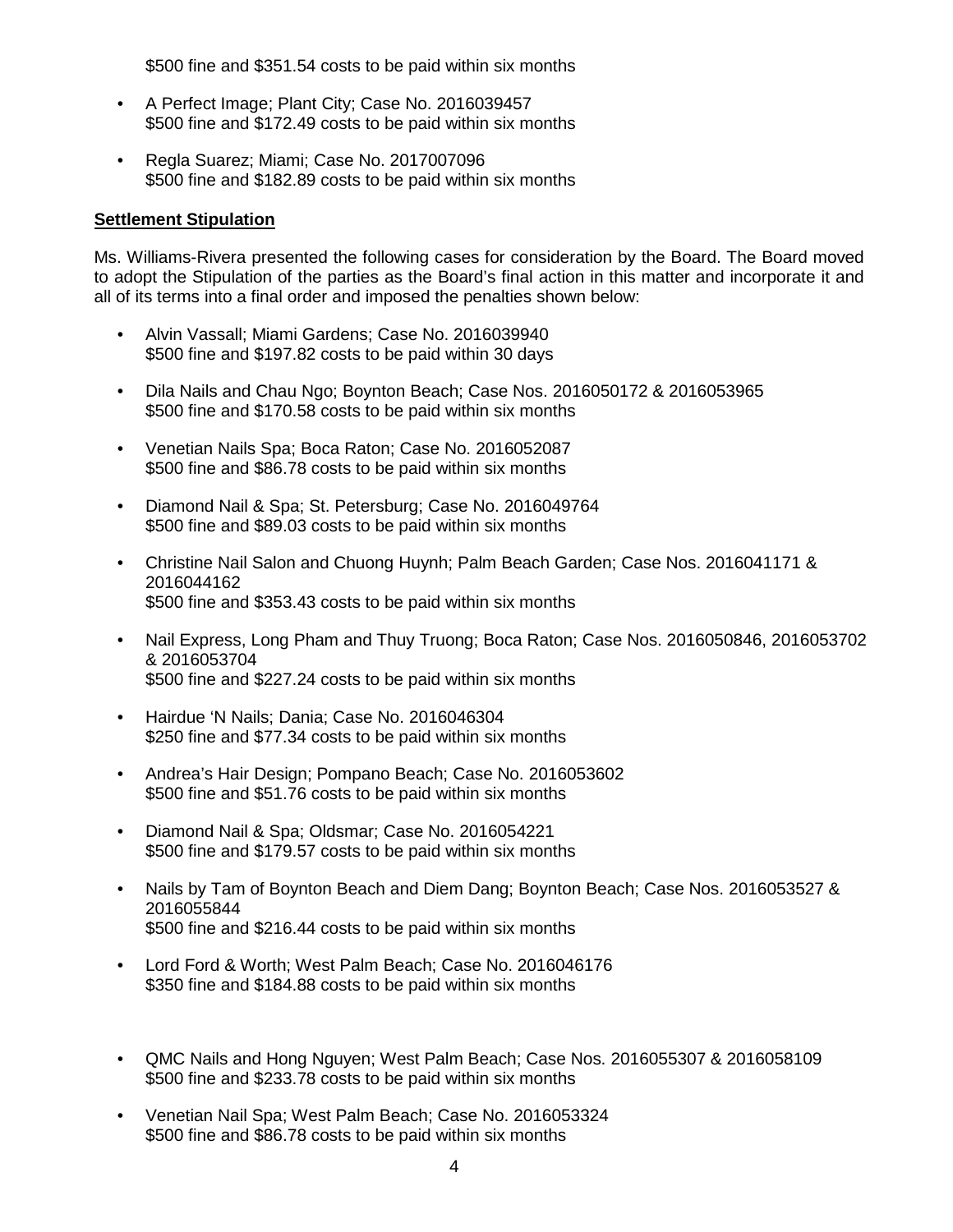$500 fine and $351.54 costs to be paid within six months

- A Perfect Image; Plant City; Case No. 2016039457
  $500 fine and $172.49 costs to be paid within six months

- Regla Suarez; Miami; Case No. 2017007096
  $500 fine and $182.89 costs to be paid within six months

**Settlement Stipulation**

Ms. Williams-Rivera presented the following cases for consideration by the Board. The Board moved to adopt the Stipulation of the parties as the Board's final action in this matter and incorporate it and all of its terms into a final order and imposed the penalties shown below:

- Alvin Vassall; Miami Gardens; Case No. 2016039940
  $500 fine and $197.82 costs to be paid within 30 days

- Dila Nails and Chau Ngo; Boynton Beach; Case Nos. 2016050172 & 2016053965
  $500 fine and $170.58 costs to be paid within six months

- Venetian Nails Spa; Boca Raton; Case No. 2016052087
  $500 fine and $86.78 costs to be paid within six months

- Diamond Nail & Spa; St. Petersburg; Case No. 2016049764
  $500 fine and $89.03 costs to be paid within six months

- Christine Nail Salon and Chuong Huynh; Palm Beach Garden; Case Nos. 2016041171 & 2016044162
  $500 fine and $353.43 costs to be paid within six months

- Nail Express, Long Pham and Thuy Truong; Boca Raton; Case Nos. 2016050846, 2016053702 & 2016053704
  $500 fine and $227.24 costs to be paid within six months

- Hairdue 'N Nails; Dania; Case No. 2016046304
  $250 fine and $77.34 costs to be paid within six months

- Andrea's Hair Design; Pompano Beach; Case No. 2016053602
  $500 fine and $51.76 costs to be paid within six months

- Diamond Nail & Spa; Oldsmar; Case No. 2016054221
  $500 fine and $179.57 costs to be paid within six months

- Nails by Tam of Boynton Beach and Diem Dang; Boynton Beach; Case Nos. 2016053527 & 2016055844
  $500 fine and $216.44 costs to be paid within six months

- Lord Ford & Worth; West Palm Beach; Case No. 2016046176
  $350 fine and $184.88 costs to be paid within six months

- QMC Nails and Hong Nguyen; West Palm Beach; Case Nos. 2016055307 & 2016058109
  $500 fine and $233.78 costs to be paid within six months

- Venetian Nail Spa; West Palm Beach; Case No. 2016053324
  $500 fine and $86.78 costs to be paid within six months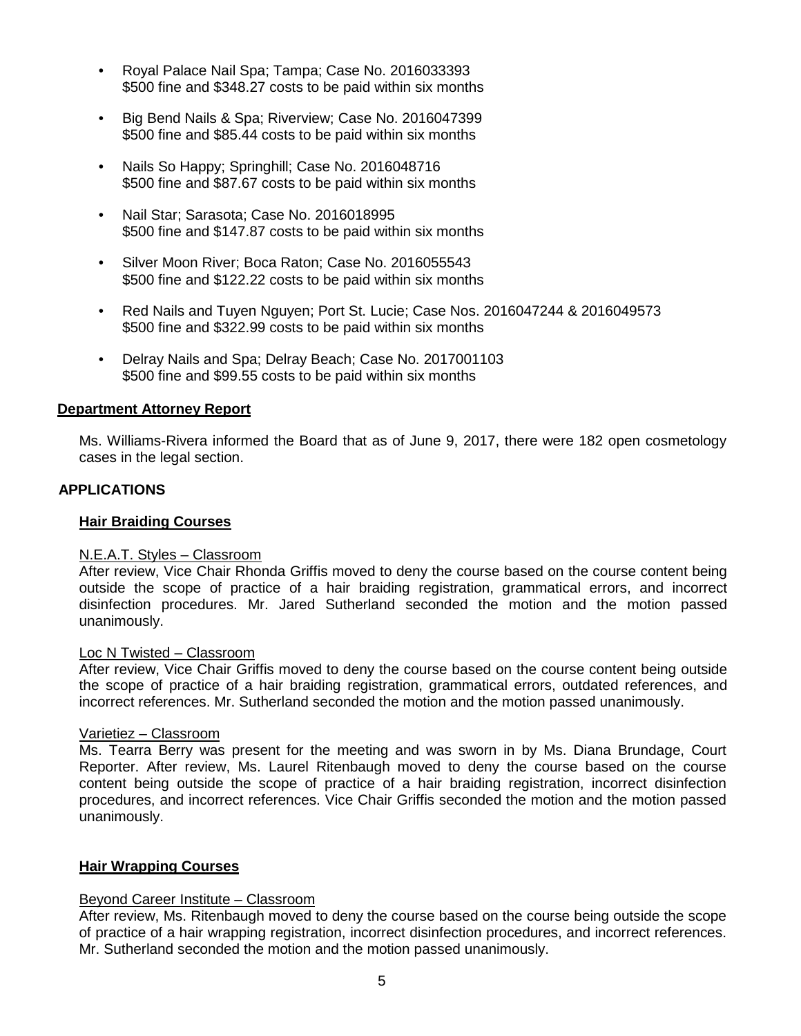- Royal Palace Nail Spa; Tampa; Case No. 2016033393
  $500 fine and $348.27 costs to be paid within six months

- Big Bend Nails & Spa; Riverview; Case No. 2016047399
  $500 fine and $85.44 costs to be paid within six months

- Nails So Happy; Springhill; Case No. 2016048716
  $500 fine and $87.67 costs to be paid within six months

- Nail Star; Sarasota; Case No. 2016018995
  $500 fine and $147.87 costs to be paid within six months

- Silver Moon River; Boca Raton; Case No. 2016055543
  $500 fine and $122.22 costs to be paid within six months

- Red Nails and Tuyen Nguyen; Port St. Lucie; Case Nos. 2016047244 & 2016049573
  $500 fine and $322.99 costs to be paid within six months

- Delray Nails and Spa; Delray Beach; Case No. 2017001103
  $500 fine and $99.55 costs to be paid within six months

**Department Attorney Report**

Ms. Williams-Rivera informed the Board that as of June 9, 2017, there were 182 open cosmetology cases in the legal section.

## APPLICATIONS

**Hair Braiding Courses**

N.E.A.T. Styles – Classroom
After review, Vice Chair Rhonda Griffis moved to deny the course based on the course content being outside the scope of practice of a hair braiding registration, grammatical errors, and incorrect disinfection procedures. Mr. Jared Sutherland seconded the motion and the motion passed unanimously.

Loc N Twisted – Classroom
After review, Vice Chair Griffis moved to deny the course based on the course content being outside the scope of practice of a hair braiding registration, grammatical errors, outdated references, and incorrect references. Mr. Sutherland seconded the motion and the motion passed unanimously.

Varietiez – Classroom
Ms. Tearra Berry was present for the meeting and was sworn in by Ms. Diana Brundage, Court Reporter. After review, Ms. Laurel Ritenbaugh moved to deny the course based on the course content being outside the scope of practice of a hair braiding registration, incorrect disinfection procedures, and incorrect references. Vice Chair Griffis seconded the motion and the motion passed unanimously.

**Hair Wrapping Courses**

Beyond Career Institute – Classroom
After review, Ms. Ritenbaugh moved to deny the course based on the course being outside the scope of practice of a hair wrapping registration, incorrect disinfection procedures, and incorrect references. Mr. Sutherland seconded the motion and the motion passed unanimously.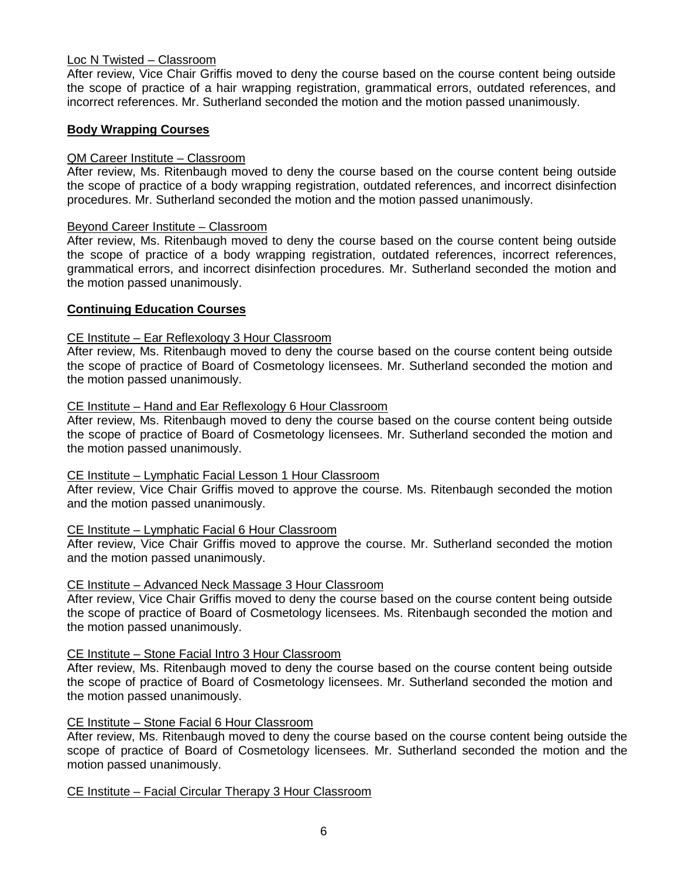Loc N Twisted – Classroom

After review, Vice Chair Griffis moved to deny the course based on the course content being outside the scope of practice of a hair wrapping registration, grammatical errors, outdated references, and incorrect references. Mr. Sutherland seconded the motion and the motion passed unanimously.

**Body Wrapping Courses**

QM Career Institute – Classroom

After review, Ms. Ritenbaugh moved to deny the course based on the course content being outside the scope of practice of a body wrapping registration, outdated references, and incorrect disinfection procedures. Mr. Sutherland seconded the motion and the motion passed unanimously.

Beyond Career Institute – Classroom

After review, Ms. Ritenbaugh moved to deny the course based on the course content being outside the scope of practice of a body wrapping registration, outdated references, incorrect references, grammatical errors, and incorrect disinfection procedures. Mr. Sutherland seconded the motion and the motion passed unanimously.

**Continuing Education Courses**

CE Institute – Ear Reflexology 3 Hour Classroom

After review, Ms. Ritenbaugh moved to deny the course based on the course content being outside the scope of practice of Board of Cosmetology licensees. Mr. Sutherland seconded the motion and the motion passed unanimously.

CE Institute – Hand and Ear Reflexology 6 Hour Classroom

After review, Ms. Ritenbaugh moved to deny the course based on the course content being outside the scope of practice of Board of Cosmetology licensees. Mr. Sutherland seconded the motion and the motion passed unanimously.

CE Institute – Lymphatic Facial Lesson 1 Hour Classroom

After review, Vice Chair Griffis moved to approve the course. Ms. Ritenbaugh seconded the motion and the motion passed unanimously.

CE Institute – Lymphatic Facial 6 Hour Classroom

After review, Vice Chair Griffis moved to approve the course. Mr. Sutherland seconded the motion and the motion passed unanimously.

CE Institute – Advanced Neck Massage 3 Hour Classroom

After review, Vice Chair Griffis moved to deny the course based on the course content being outside the scope of practice of Board of Cosmetology licensees. Ms. Ritenbaugh seconded the motion and the motion passed unanimously.

CE Institute – Stone Facial Intro 3 Hour Classroom

After review, Ms. Ritenbaugh moved to deny the course based on the course content being outside the scope of practice of Board of Cosmetology licensees. Mr. Sutherland seconded the motion and the motion passed unanimously.

CE Institute – Stone Facial 6 Hour Classroom

After review, Ms. Ritenbaugh moved to deny the course based on the course content being outside the scope of practice of Board of Cosmetology licensees. Mr. Sutherland seconded the motion and the motion passed unanimously.

CE Institute – Facial Circular Therapy 3 Hour Classroom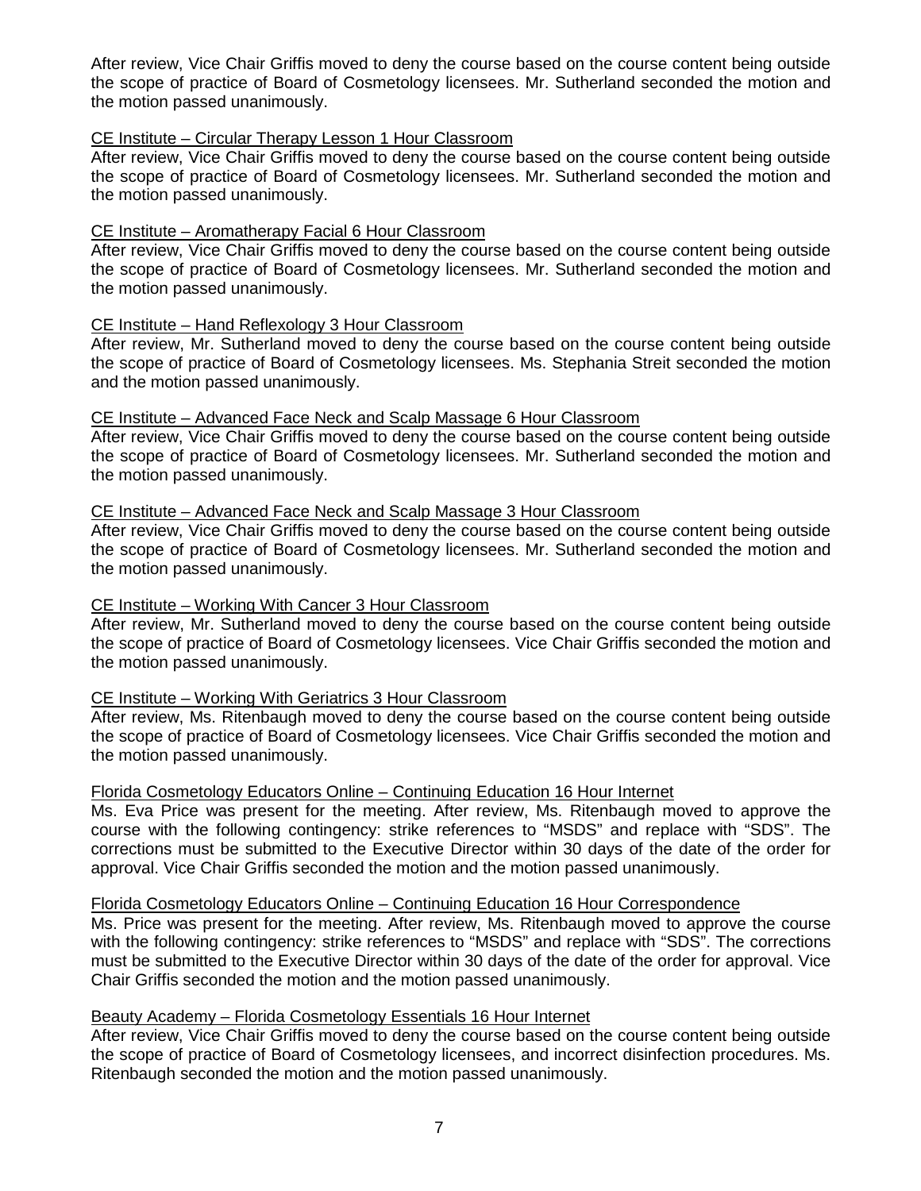After review, Vice Chair Griffis moved to deny the course based on the course content being outside the scope of practice of Board of Cosmetology licensees. Mr. Sutherland seconded the motion and the motion passed unanimously.

<u>CE Institute – Circular Therapy Lesson 1 Hour Classroom</u>
After review, Vice Chair Griffis moved to deny the course based on the course content being outside the scope of practice of Board of Cosmetology licensees. Mr. Sutherland seconded the motion and the motion passed unanimously.

<u>CE Institute – Aromatherapy Facial 6 Hour Classroom</u>
After review, Vice Chair Griffis moved to deny the course based on the course content being outside the scope of practice of Board of Cosmetology licensees. Mr. Sutherland seconded the motion and the motion passed unanimously.

<u>CE Institute – Hand Reflexology 3 Hour Classroom</u>
After review, Mr. Sutherland moved to deny the course based on the course content being outside the scope of practice of Board of Cosmetology licensees. Ms. Stephania Streit seconded the motion and the motion passed unanimously.

<u>CE Institute – Advanced Face Neck and Scalp Massage 6 Hour Classroom</u>
After review, Vice Chair Griffis moved to deny the course based on the course content being outside the scope of practice of Board of Cosmetology licensees. Mr. Sutherland seconded the motion and the motion passed unanimously.

<u>CE Institute – Advanced Face Neck and Scalp Massage 3 Hour Classroom</u>
After review, Vice Chair Griffis moved to deny the course based on the course content being outside the scope of practice of Board of Cosmetology licensees. Mr. Sutherland seconded the motion and the motion passed unanimously.

<u>CE Institute – Working With Cancer 3 Hour Classroom</u>
After review, Mr. Sutherland moved to deny the course based on the course content being outside the scope of practice of Board of Cosmetology licensees. Vice Chair Griffis seconded the motion and the motion passed unanimously.

<u>CE Institute – Working With Geriatrics 3 Hour Classroom</u>
After review, Ms. Ritenbaugh moved to deny the course based on the course content being outside the scope of practice of Board of Cosmetology licensees. Vice Chair Griffis seconded the motion and the motion passed unanimously.

<u>Florida Cosmetology Educators Online – Continuing Education 16 Hour Internet</u>
Ms. Eva Price was present for the meeting. After review, Ms. Ritenbaugh moved to approve the course with the following contingency: strike references to "MSDS" and replace with "SDS". The corrections must be submitted to the Executive Director within 30 days of the date of the order for approval. Vice Chair Griffis seconded the motion and the motion passed unanimously.

<u>Florida Cosmetology Educators Online – Continuing Education 16 Hour Correspondence</u>
Ms. Price was present for the meeting. After review, Ms. Ritenbaugh moved to approve the course with the following contingency: strike references to "MSDS" and replace with "SDS". The corrections must be submitted to the Executive Director within 30 days of the date of the order for approval. Vice Chair Griffis seconded the motion and the motion passed unanimously.

<u>Beauty Academy – Florida Cosmetology Essentials 16 Hour Internet</u>
After review, Vice Chair Griffis moved to deny the course based on the course content being outside the scope of practice of Board of Cosmetology licensees, and incorrect disinfection procedures. Ms. Ritenbaugh seconded the motion and the motion passed unanimously.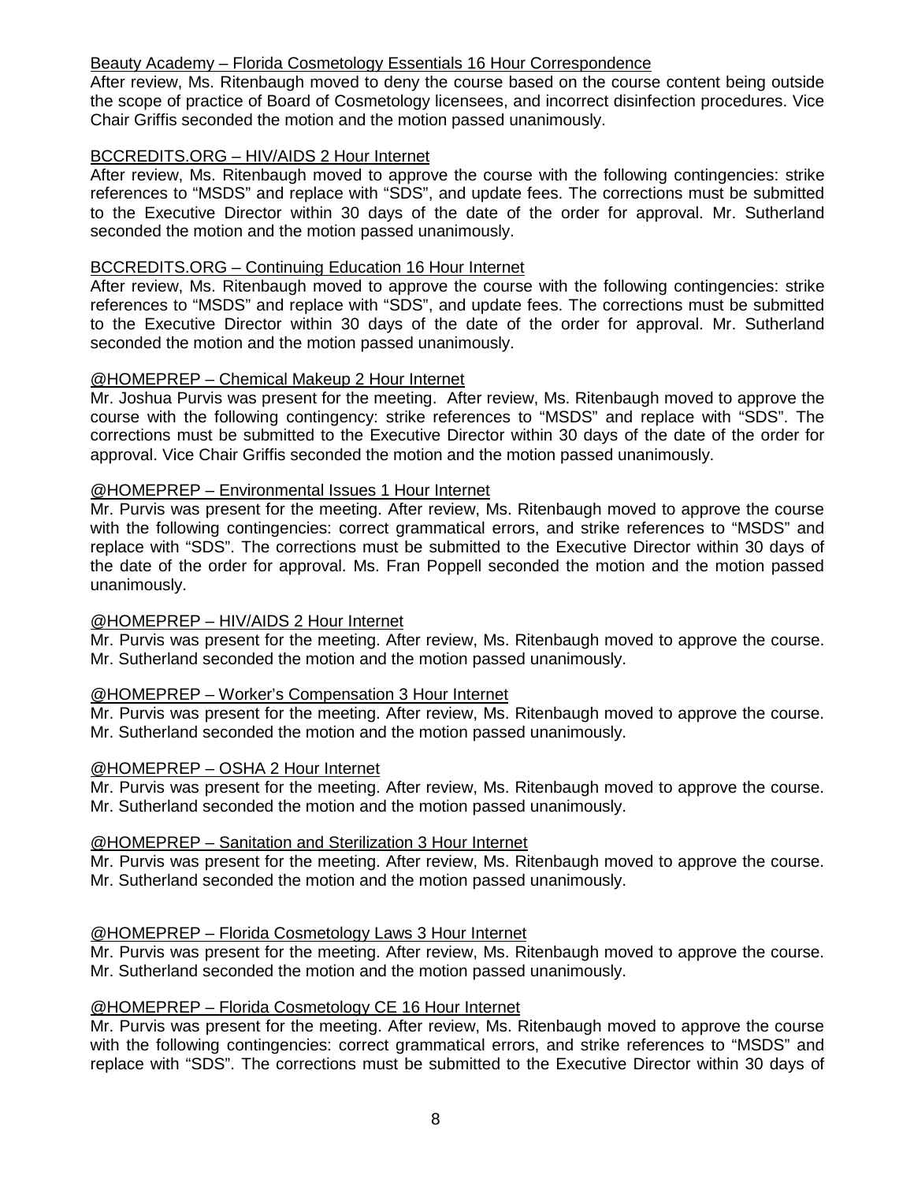Beauty Academy – Florida Cosmetology Essentials 16 Hour Correspondence

After review, Ms. Ritenbaugh moved to deny the course based on the course content being outside the scope of practice of Board of Cosmetology licensees, and incorrect disinfection procedures. Vice Chair Griffis seconded the motion and the motion passed unanimously.

BCCREDITS.ORG – HIV/AIDS 2 Hour Internet

After review, Ms. Ritenbaugh moved to approve the course with the following contingencies: strike references to "MSDS" and replace with "SDS", and update fees. The corrections must be submitted to the Executive Director within 30 days of the date of the order for approval. Mr. Sutherland seconded the motion and the motion passed unanimously.

BCCREDITS.ORG – Continuing Education 16 Hour Internet

After review, Ms. Ritenbaugh moved to approve the course with the following contingencies: strike references to "MSDS" and replace with "SDS", and update fees. The corrections must be submitted to the Executive Director within 30 days of the date of the order for approval. Mr. Sutherland seconded the motion and the motion passed unanimously.

@HOMEPREP – Chemical Makeup 2 Hour Internet

Mr. Joshua Purvis was present for the meeting. After review, Ms. Ritenbaugh moved to approve the course with the following contingency: strike references to "MSDS" and replace with "SDS". The corrections must be submitted to the Executive Director within 30 days of the date of the order for approval. Vice Chair Griffis seconded the motion and the motion passed unanimously.

@HOMEPREP – Environmental Issues 1 Hour Internet

Mr. Purvis was present for the meeting. After review, Ms. Ritenbaugh moved to approve the course with the following contingencies: correct grammatical errors, and strike references to "MSDS" and replace with "SDS". The corrections must be submitted to the Executive Director within 30 days of the date of the order for approval. Ms. Fran Poppell seconded the motion and the motion passed unanimously.

@HOMEPREP – HIV/AIDS 2 Hour Internet

Mr. Purvis was present for the meeting. After review, Ms. Ritenbaugh moved to approve the course. Mr. Sutherland seconded the motion and the motion passed unanimously.

@HOMEPREP – Worker's Compensation 3 Hour Internet

Mr. Purvis was present for the meeting. After review, Ms. Ritenbaugh moved to approve the course. Mr. Sutherland seconded the motion and the motion passed unanimously.

@HOMEPREP – OSHA 2 Hour Internet

Mr. Purvis was present for the meeting. After review, Ms. Ritenbaugh moved to approve the course. Mr. Sutherland seconded the motion and the motion passed unanimously.

@HOMEPREP – Sanitation and Sterilization 3 Hour Internet

Mr. Purvis was present for the meeting. After review, Ms. Ritenbaugh moved to approve the course. Mr. Sutherland seconded the motion and the motion passed unanimously.

@HOMEPREP – Florida Cosmetology Laws 3 Hour Internet

Mr. Purvis was present for the meeting. After review, Ms. Ritenbaugh moved to approve the course. Mr. Sutherland seconded the motion and the motion passed unanimously.

@HOMEPREP – Florida Cosmetology CE 16 Hour Internet

Mr. Purvis was present for the meeting. After review, Ms. Ritenbaugh moved to approve the course with the following contingencies: correct grammatical errors, and strike references to "MSDS" and replace with "SDS". The corrections must be submitted to the Executive Director within 30 days of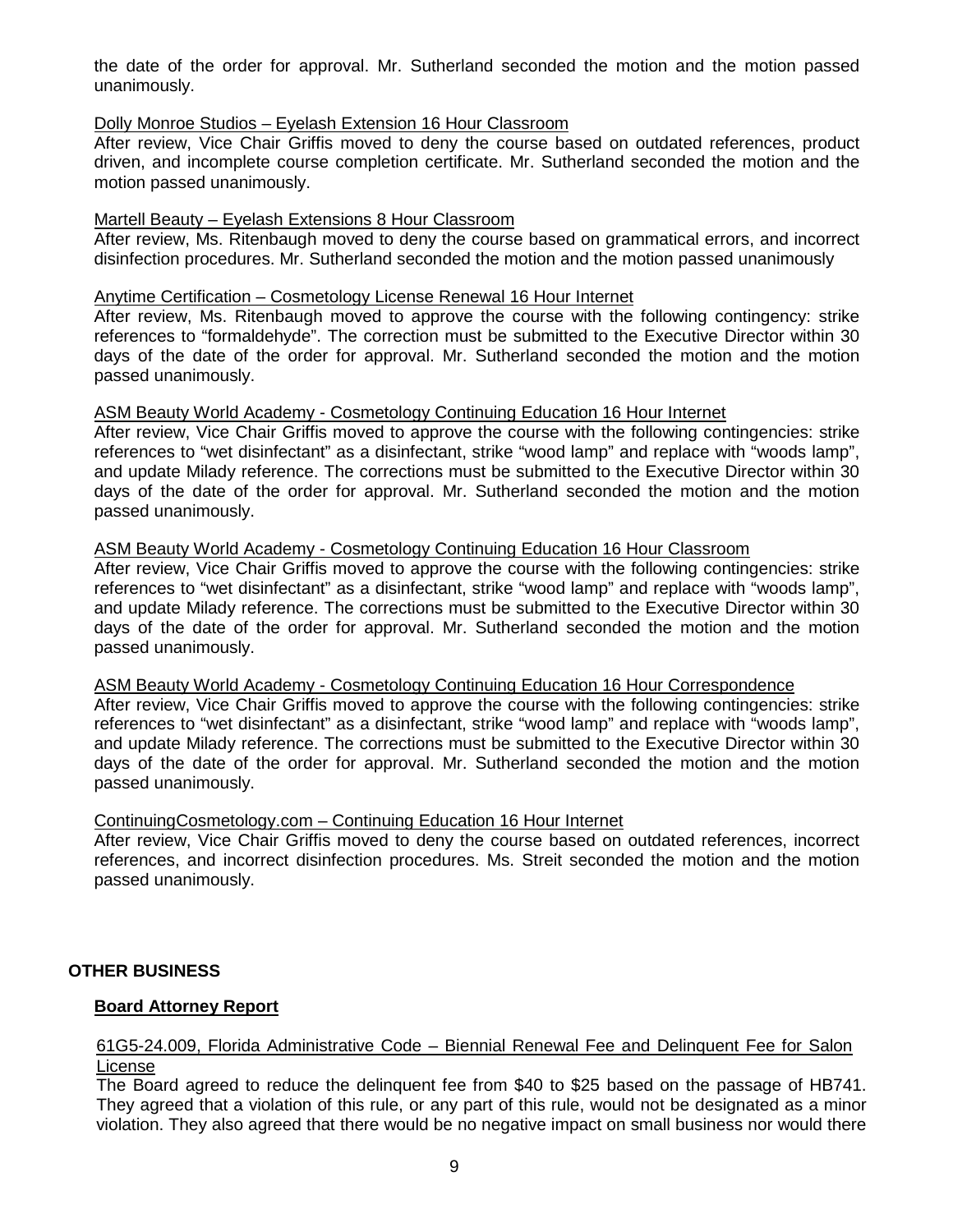the date of the order for approval. Mr. Sutherland seconded the motion and the motion passed unanimously.

Dolly Monroe Studios – Eyelash Extension 16 Hour Classroom

After review, Vice Chair Griffis moved to deny the course based on outdated references, product driven, and incomplete course completion certificate. Mr. Sutherland seconded the motion and the motion passed unanimously.

Martell Beauty – Eyelash Extensions 8 Hour Classroom

After review, Ms. Ritenbaugh moved to deny the course based on grammatical errors, and incorrect disinfection procedures. Mr. Sutherland seconded the motion and the motion passed unanimously

Anytime Certification – Cosmetology License Renewal 16 Hour Internet

After review, Ms. Ritenbaugh moved to approve the course with the following contingency: strike references to "formaldehyde". The correction must be submitted to the Executive Director within 30 days of the date of the order for approval. Mr. Sutherland seconded the motion and the motion passed unanimously.

ASM Beauty World Academy - Cosmetology Continuing Education 16 Hour Internet

After review, Vice Chair Griffis moved to approve the course with the following contingencies: strike references to "wet disinfectant" as a disinfectant, strike "wood lamp" and replace with "woods lamp", and update Milady reference. The corrections must be submitted to the Executive Director within 30 days of the date of the order for approval. Mr. Sutherland seconded the motion and the motion passed unanimously.

ASM Beauty World Academy - Cosmetology Continuing Education 16 Hour Classroom

After review, Vice Chair Griffis moved to approve the course with the following contingencies: strike references to "wet disinfectant" as a disinfectant, strike "wood lamp" and replace with "woods lamp", and update Milady reference. The corrections must be submitted to the Executive Director within 30 days of the date of the order for approval. Mr. Sutherland seconded the motion and the motion passed unanimously.

ASM Beauty World Academy - Cosmetology Continuing Education 16 Hour Correspondence

After review, Vice Chair Griffis moved to approve the course with the following contingencies: strike references to "wet disinfectant" as a disinfectant, strike "wood lamp" and replace with "woods lamp", and update Milady reference. The corrections must be submitted to the Executive Director within 30 days of the date of the order for approval. Mr. Sutherland seconded the motion and the motion passed unanimously.

ContinuingCosmetology.com – Continuing Education 16 Hour Internet

After review, Vice Chair Griffis moved to deny the course based on outdated references, incorrect references, and incorrect disinfection procedures. Ms. Streit seconded the motion and the motion passed unanimously.

## OTHER BUSINESS

### Board Attorney Report

61G5-24.009, Florida Administrative Code – Biennial Renewal Fee and Delinquent Fee for Salon License

The Board agreed to reduce the delinquent fee from $40 to $25 based on the passage of HB741. They agreed that a violation of this rule, or any part of this rule, would not be designated as a minor violation. They also agreed that there would be no negative impact on small business nor would there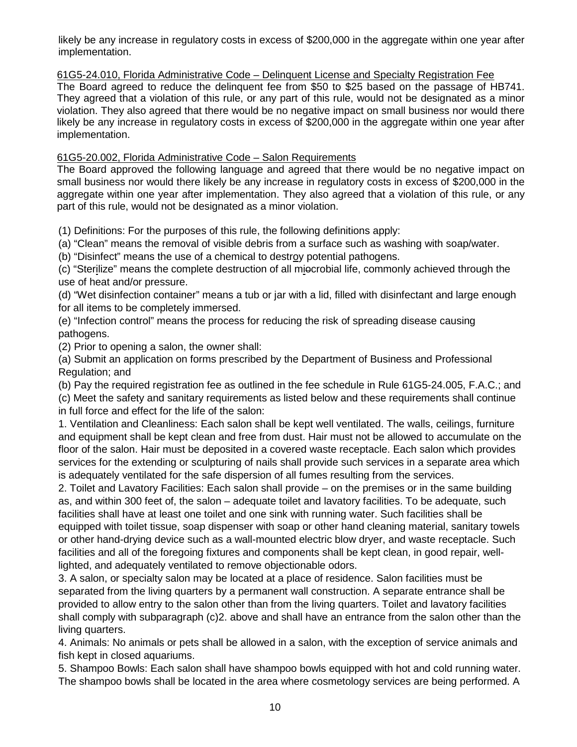likely be any increase in regulatory costs in excess of $200,000 in the aggregate within one year after implementation.

61G5-24.010, Florida Administrative Code – Delinquent License and Specialty Registration Fee

The Board agreed to reduce the delinquent fee from $50 to $25 based on the passage of HB741. They agreed that a violation of this rule, or any part of this rule, would not be designated as a minor violation. They also agreed that there would be no negative impact on small business nor would there likely be any increase in regulatory costs in excess of $200,000 in the aggregate within one year after implementation.

61G5-20.002, Florida Administrative Code – Salon Requirements

The Board approved the following language and agreed that there would be no negative impact on small business nor would there likely be any increase in regulatory costs in excess of $200,000 in the aggregate within one year after implementation. They also agreed that a violation of this rule, or any part of this rule, would not be designated as a minor violation.

(1) Definitions: For the purposes of this rule, the following definitions apply:

(a) “Clean” means the removal of visible debris from a surface such as washing with soap/water.

(b) “Disinfect” means the use of a chemical to destroy potential pathogens.

(c) “Sterilize” means the complete destruction of all miocrobial life, commonly achieved through the use of heat and/or pressure.

(d) “Wet disinfection container” means a tub or jar with a lid, filled with disinfectant and large enough for all items to be completely immersed.

(e) “Infection control” means the process for reducing the risk of spreading disease causing pathogens.

(2) Prior to opening a salon, the owner shall:

(a) Submit an application on forms prescribed by the Department of Business and Professional Regulation; and

(b) Pay the required registration fee as outlined in the fee schedule in Rule 61G5-24.005, F.A.C.; and

(c) Meet the safety and sanitary requirements as listed below and these requirements shall continue in full force and effect for the life of the salon:

1. Ventilation and Cleanliness: Each salon shall be kept well ventilated. The walls, ceilings, furniture and equipment shall be kept clean and free from dust. Hair must not be allowed to accumulate on the floor of the salon. Hair must be deposited in a covered waste receptacle. Each salon which provides services for the extending or sculpturing of nails shall provide such services in a separate area which is adequately ventilated for the safe dispersion of all fumes resulting from the services.

2. Toilet and Lavatory Facilities: Each salon shall provide – on the premises or in the same building as, and within 300 feet of, the salon – adequate toilet and lavatory facilities. To be adequate, such facilities shall have at least one toilet and one sink with running water. Such facilities shall be equipped with toilet tissue, soap dispenser with soap or other hand cleaning material, sanitary towels or other hand-drying device such as a wall-mounted electric blow dryer, and waste receptacle. Such facilities and all of the foregoing fixtures and components shall be kept clean, in good repair, well-lighted, and adequately ventilated to remove objectionable odors.

3. A salon, or specialty salon may be located at a place of residence. Salon facilities must be separated from the living quarters by a permanent wall construction. A separate entrance shall be provided to allow entry to the salon other than from the living quarters. Toilet and lavatory facilities shall comply with subparagraph (c)2. above and shall have an entrance from the salon other than the living quarters.

4. Animals: No animals or pets shall be allowed in a salon, with the exception of service animals and fish kept in closed aquariums.

5. Shampoo Bowls: Each salon shall have shampoo bowls equipped with hot and cold running water. The shampoo bowls shall be located in the area where cosmetology services are being performed. A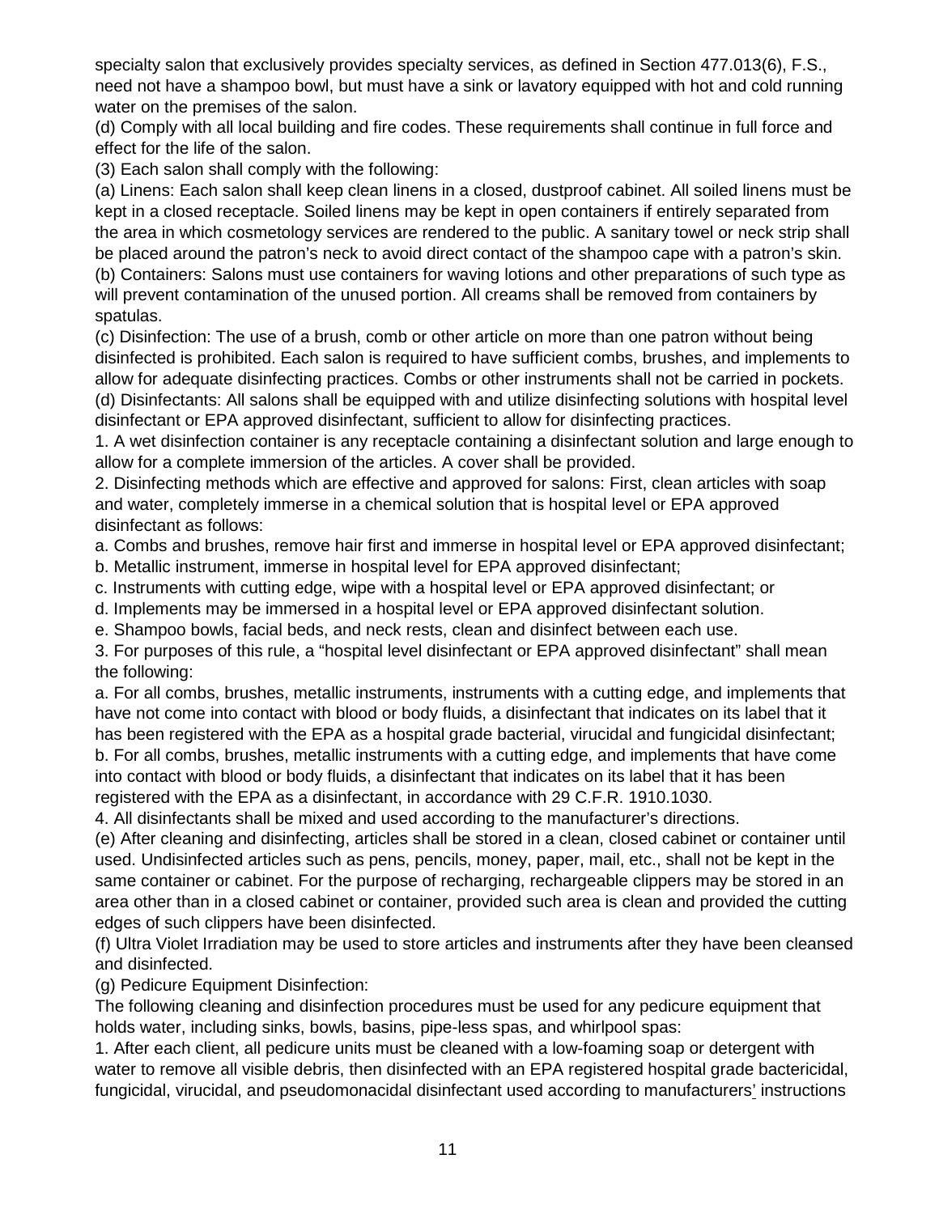specialty salon that exclusively provides specialty services, as defined in Section 477.013(6), F.S., need not have a shampoo bowl, but must have a sink or lavatory equipped with hot and cold running water on the premises of the salon.

(d) Comply with all local building and fire codes. These requirements shall continue in full force and effect for the life of the salon.

(3) Each salon shall comply with the following:

(a) Linens: Each salon shall keep clean linens in a closed, dustproof cabinet. All soiled linens must be kept in a closed receptacle. Soiled linens may be kept in open containers if entirely separated from the area in which cosmetology services are rendered to the public. A sanitary towel or neck strip shall be placed around the patron's neck to avoid direct contact of the shampoo cape with a patron's skin.

(b) Containers: Salons must use containers for waving lotions and other preparations of such type as will prevent contamination of the unused portion. All creams shall be removed from containers by spatulas.

(c) Disinfection: The use of a brush, comb or other article on more than one patron without being disinfected is prohibited. Each salon is required to have sufficient combs, brushes, and implements to allow for adequate disinfecting practices. Combs or other instruments shall not be carried in pockets.

(d) Disinfectants: All salons shall be equipped with and utilize disinfecting solutions with hospital level disinfectant or EPA approved disinfectant, sufficient to allow for disinfecting practices.

1. A wet disinfection container is any receptacle containing a disinfectant solution and large enough to allow for a complete immersion of the articles. A cover shall be provided.

2. Disinfecting methods which are effective and approved for salons: First, clean articles with soap and water, completely immerse in a chemical solution that is hospital level or EPA approved disinfectant as follows:

a. Combs and brushes, remove hair first and immerse in hospital level or EPA approved disinfectant;

b. Metallic instrument, immerse in hospital level for EPA approved disinfectant;

c. Instruments with cutting edge, wipe with a hospital level or EPA approved disinfectant; or

d. Implements may be immersed in a hospital level or EPA approved disinfectant solution.

e. Shampoo bowls, facial beds, and neck rests, clean and disinfect between each use.

3. For purposes of this rule, a "hospital level disinfectant or EPA approved disinfectant" shall mean the following:

a. For all combs, brushes, metallic instruments, instruments with a cutting edge, and implements that have not come into contact with blood or body fluids, a disinfectant that indicates on its label that it has been registered with the EPA as a hospital grade bacterial, virucidal and fungicidal disinfectant;

b. For all combs, brushes, metallic instruments with a cutting edge, and implements that have come into contact with blood or body fluids, a disinfectant that indicates on its label that it has been registered with the EPA as a disinfectant, in accordance with 29 C.F.R. 1910.1030.

4. All disinfectants shall be mixed and used according to the manufacturer's directions.

(e) After cleaning and disinfecting, articles shall be stored in a clean, closed cabinet or container until used. Undisinfected articles such as pens, pencils, money, paper, mail, etc., shall not be kept in the same container or cabinet. For the purpose of recharging, rechargeable clippers may be stored in an area other than in a closed cabinet or container, provided such area is clean and provided the cutting edges of such clippers have been disinfected.

(f) Ultra Violet Irradiation may be used to store articles and instruments after they have been cleansed and disinfected.

(g) Pedicure Equipment Disinfection:

The following cleaning and disinfection procedures must be used for any pedicure equipment that holds water, including sinks, bowls, basins, pipe-less spas, and whirlpool spas:

1. After each client, all pedicure units must be cleaned with a low-foaming soap or detergent with water to remove all visible debris, then disinfected with an EPA registered hospital grade bactericidal, fungicidal, virucidal, and pseudomonacidal disinfectant used according to manufacturers' instructions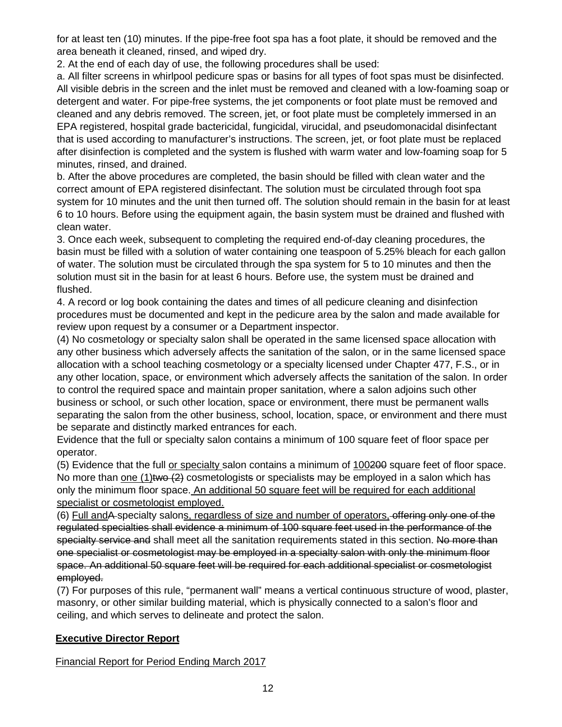for at least ten (10) minutes. If the pipe-free foot spa has a foot plate, it should be removed and the area beneath it cleaned, rinsed, and wiped dry.

2. At the end of each day of use, the following procedures shall be used:

a. All filter screens in whirlpool pedicure spas or basins for all types of foot spas must be disinfected. All visible debris in the screen and the inlet must be removed and cleaned with a low-foaming soap or detergent and water. For pipe-free systems, the jet components or foot plate must be removed and cleaned and any debris removed. The screen, jet, or foot plate must be completely immersed in an EPA registered, hospital grade bactericidal, fungicidal, virucidal, and pseudomonacidal disinfectant that is used according to manufacturer's instructions. The screen, jet, or foot plate must be replaced after disinfection is completed and the system is flushed with warm water and low-foaming soap for 5 minutes, rinsed, and drained.

b. After the above procedures are completed, the basin should be filled with clean water and the correct amount of EPA registered disinfectant. The solution must be circulated through foot spa system for 10 minutes and the unit then turned off. The solution should remain in the basin for at least 6 to 10 hours. Before using the equipment again, the basin system must be drained and flushed with clean water.

3. Once each week, subsequent to completing the required end-of-day cleaning procedures, the basin must be filled with a solution of water containing one teaspoon of 5.25% bleach for each gallon of water. The solution must be circulated through the spa system for 5 to 10 minutes and then the solution must sit in the basin for at least 6 hours. Before use, the system must be drained and flushed.

4. A record or log book containing the dates and times of all pedicure cleaning and disinfection procedures must be documented and kept in the pedicure area by the salon and made available for review upon request by a consumer or a Department inspector.

(4) No cosmetology or specialty salon shall be operated in the same licensed space allocation with any other business which adversely affects the sanitation of the salon, or in the same licensed space allocation with a school teaching cosmetology or a specialty licensed under Chapter 477, F.S., or in any other location, space, or environment which adversely affects the sanitation of the salon. In order to control the required space and maintain proper sanitation, where a salon adjoins such other business or school, or such other location, space or environment, there must be permanent walls separating the salon from the other business, school, location, space, or environment and there must be separate and distinctly marked entrances for each.

Evidence that the full or specialty salon contains a minimum of 100 square feet of floor space per operator.

(5) Evidence that the full <u>or specialty</u> salon contains a minimum of <u>100</u>~~200~~ square feet of floor space. No more than <u>one (1)</u>~~two (2)~~ cosmetologist~~s~~ or specialist~~s~~ may be employed in a salon which has only the minimum floor space.<u> An additional 50 square feet will be required for each additional specialist or cosmetologist employed.</u>

(6) <u>Full and</u>~~A~~ specialty salon<u>s, regardless of size and number of operators,</u>~~ offering only one of the regulated specialties shall evidence a minimum of 100 square feet used in the performance of the specialty service and~~ shall meet all the sanitation requirements stated in this section. ~~No more than one specialist or cosmetologist may be employed in a specialty salon with only the minimum floor space. An additional 50 square feet will be required for each additional specialist or cosmetologist employed.~~

(7) For purposes of this rule, "permanent wall" means a vertical continuous structure of wood, plaster, masonry, or other similar building material, which is physically connected to a salon's floor and ceiling, and which serves to delineate and protect the salon.

## **Executive Director Report**

### Financial Report for Period Ending March 2017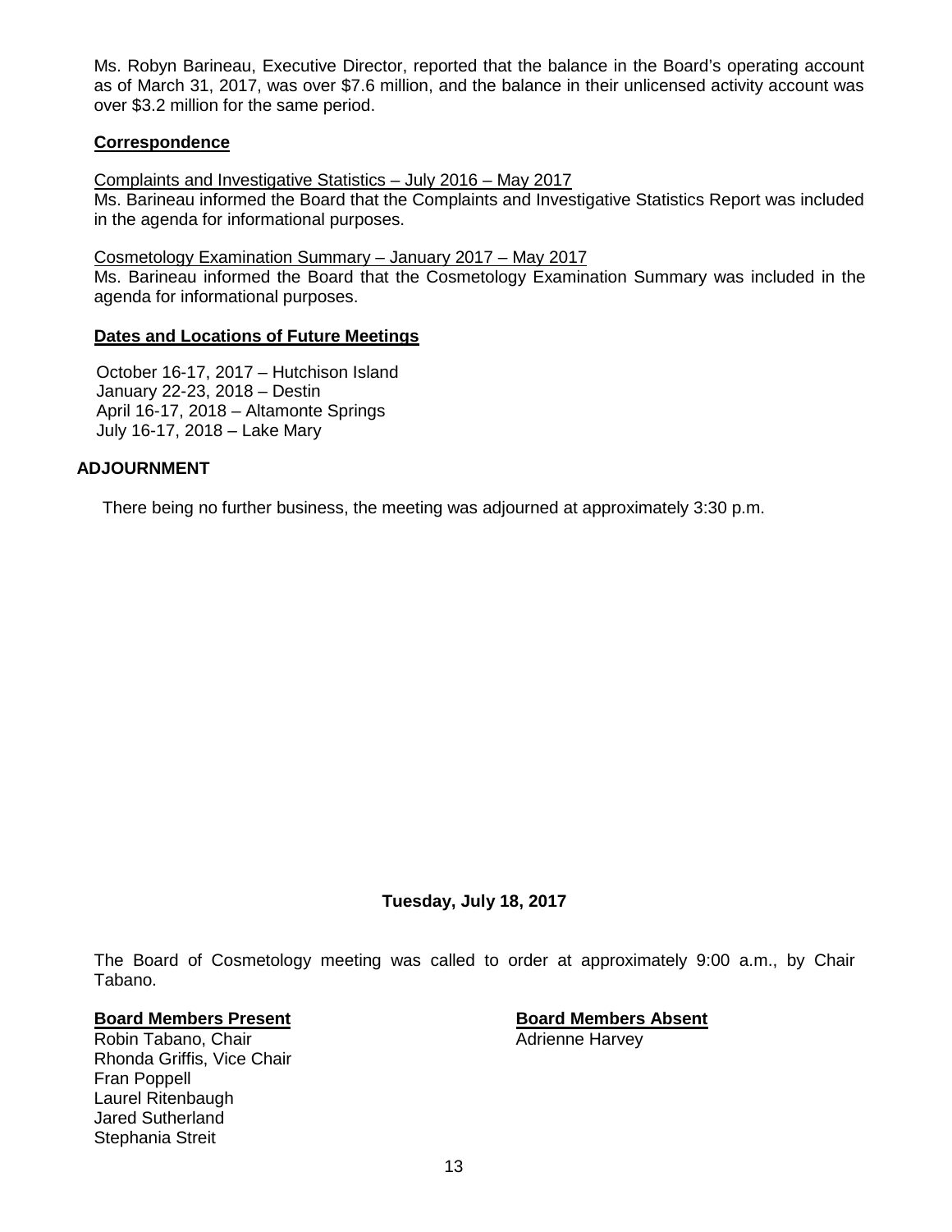Ms. Robyn Barineau, Executive Director, reported that the balance in the Board's operating account as of March 31, 2017, was over $7.6 million, and the balance in their unlicensed activity account was over $3.2 million for the same period.

**Correspondence**

Complaints and Investigative Statistics – July 2016 – May 2017
Ms. Barineau informed the Board that the Complaints and Investigative Statistics Report was included in the agenda for informational purposes.

Cosmetology Examination Summary – January 2017 – May 2017
Ms. Barineau informed the Board that the Cosmetology Examination Summary was included in the agenda for informational purposes.

**Dates and Locations of Future Meetings**

October 16-17, 2017 – Hutchison Island
January 22-23, 2018 – Destin
April 16-17, 2018 – Altamonte Springs
July 16-17, 2018 – Lake Mary

## ADJOURNMENT

There being no further business, the meeting was adjourned at approximately 3:30 p.m.

## Tuesday, July 18, 2017

The Board of Cosmetology meeting was called to order at approximately 9:00 a.m., by Chair Tabano.

**Board Members Present**
Robin Tabano, Chair
Rhonda Griffis, Vice Chair
Fran Poppell
Laurel Ritenbaugh
Jared Sutherland
Stephania Streit

**Board Members Absent**
Adrienne Harvey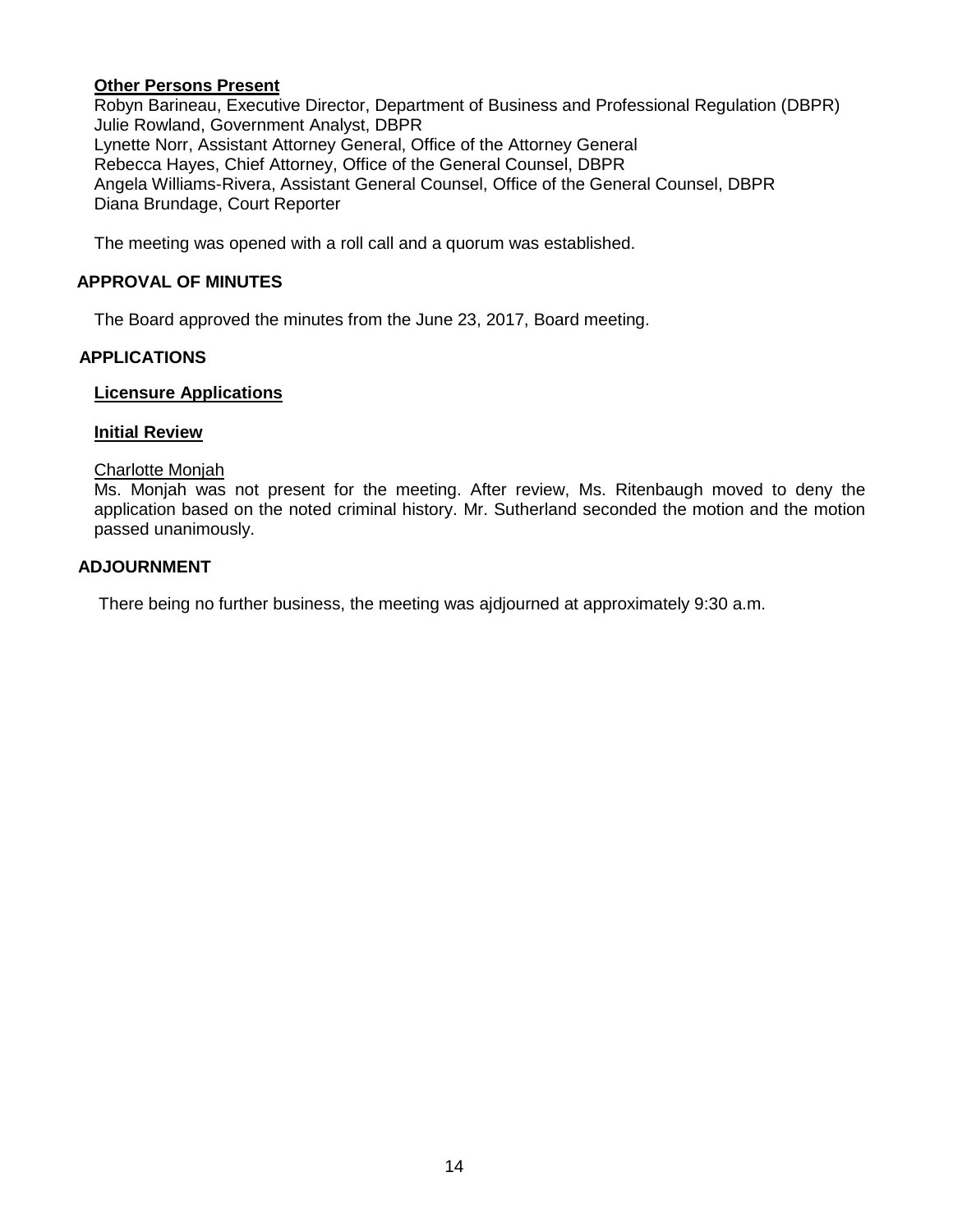**Other Persons Present**

Robyn Barineau, Executive Director, Department of Business and Professional Regulation (DBPR)
Julie Rowland, Government Analyst, DBPR
Lynette Norr, Assistant Attorney General, Office of the Attorney General
Rebecca Hayes, Chief Attorney, Office of the General Counsel, DBPR
Angela Williams-Rivera, Assistant General Counsel, Office of the General Counsel, DBPR
Diana Brundage, Court Reporter

The meeting was opened with a roll call and a quorum was established.

## APPROVAL OF MINUTES

The Board approved the minutes from the June 23, 2017, Board meeting.

## APPLICATIONS

**Licensure Applications**

**Initial Review**

Charlotte Monjah

Ms. Monjah was not present for the meeting. After review, Ms. Ritenbaugh moved to deny the application based on the noted criminal history. Mr. Sutherland seconded the motion and the motion passed unanimously.

## ADJOURNMENT

There being no further business, the meeting was ajdjourned at approximately 9:30 a.m.